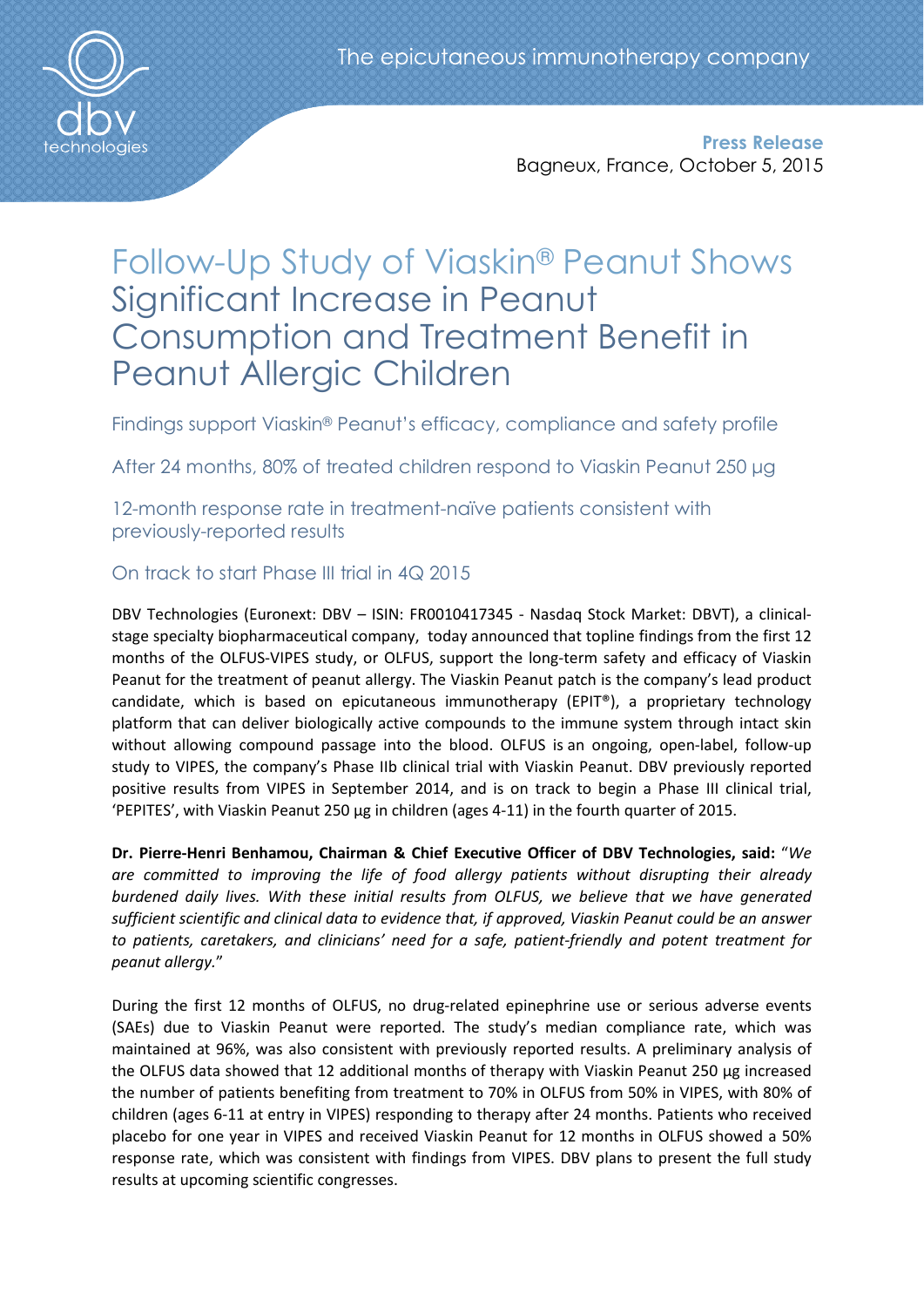**Press Release**
Bagneux, France, October 5, 2015

# Follow-Up Study of Viaskin® Peanut Shows Significant Increase in Peanut Consumption and Treatment Benefit in Peanut Allergic Children

### Findings support Viaskin® Peanut's efficacy, compliance and safety profile

### After 24 months, 80% of treated children respond to Viaskin Peanut 250 µg

### 12-month response rate in treatment-naïve patients consistent with previously-reported results

### On track to start Phase III trial in 4Q 2015

DBV Technologies (Euronext: DBV – ISIN: FR0010417345 - Nasdaq Stock Market: DBVT), a clinical-stage specialty biopharmaceutical company, today announced that topline findings from the first 12 months of the OLFUS-VIPES study, or OLFUS, support the long-term safety and efficacy of Viaskin Peanut for the treatment of peanut allergy. The Viaskin Peanut patch is the company's lead product candidate, which is based on epicutaneous immunotherapy (EPIT®), a proprietary technology platform that can deliver biologically active compounds to the immune system through intact skin without allowing compound passage into the blood. OLFUS is an ongoing, open-label, follow-up study to VIPES, the company's Phase IIb clinical trial with Viaskin Peanut. DBV previously reported positive results from VIPES in September 2014, and is on track to begin a Phase III clinical trial, 'PEPITES', with Viaskin Peanut 250 µg in children (ages 4-11) in the fourth quarter of 2015.

**Dr. Pierre-Henri Benhamou, Chairman & Chief Executive Officer of DBV Technologies, said:** "*We are committed to improving the life of food allergy patients without disrupting their already burdened daily lives. With these initial results from OLFUS, we believe that we have generated sufficient scientific and clinical data to evidence that, if approved, Viaskin Peanut could be an answer to patients, caretakers, and clinicians' need for a safe, patient-friendly and potent treatment for peanut allergy.*"

During the first 12 months of OLFUS, no drug-related epinephrine use or serious adverse events (SAEs) due to Viaskin Peanut were reported. The study's median compliance rate, which was maintained at 96%, was also consistent with previously reported results. A preliminary analysis of the OLFUS data showed that 12 additional months of therapy with Viaskin Peanut 250 µg increased the number of patients benefiting from treatment to 70% in OLFUS from 50% in VIPES, with 80% of children (ages 6-11 at entry in VIPES) responding to therapy after 24 months. Patients who received placebo for one year in VIPES and received Viaskin Peanut for 12 months in OLFUS showed a 50% response rate, which was consistent with findings from VIPES. DBV plans to present the full study results at upcoming scientific congresses.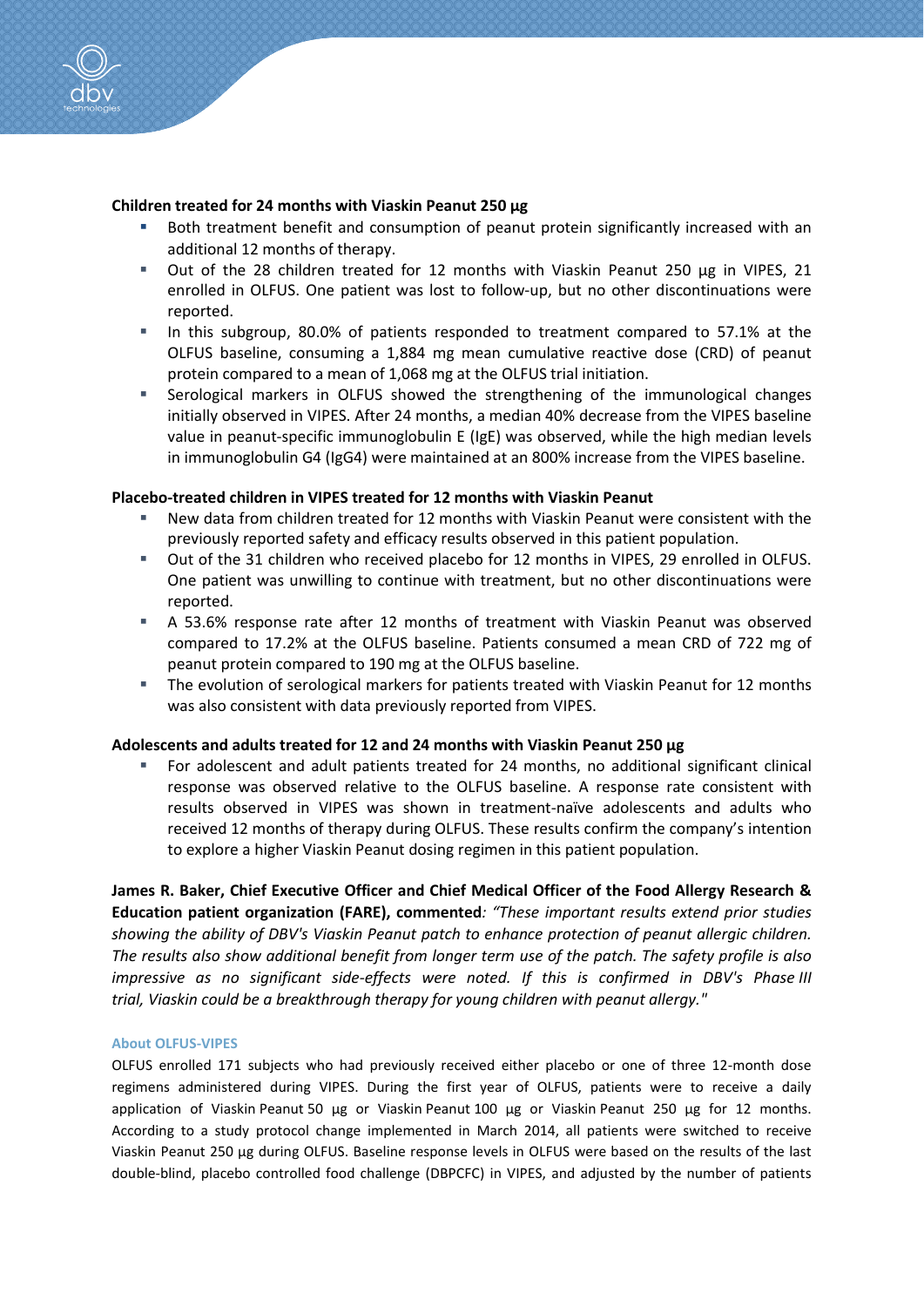**Children treated for 24 months with Viaskin Peanut 250 µg**

- Both treatment benefit and consumption of peanut protein significantly increased with an additional 12 months of therapy.
- Out of the 28 children treated for 12 months with Viaskin Peanut 250 µg in VIPES, 21 enrolled in OLFUS. One patient was lost to follow-up, but no other discontinuations were reported.
- In this subgroup, 80.0% of patients responded to treatment compared to 57.1% at the OLFUS baseline, consuming a 1,884 mg mean cumulative reactive dose (CRD) of peanut protein compared to a mean of 1,068 mg at the OLFUS trial initiation.
- Serological markers in OLFUS showed the strengthening of the immunological changes initially observed in VIPES. After 24 months, a median 40% decrease from the VIPES baseline value in peanut-specific immunoglobulin E (IgE) was observed, while the high median levels in immunoglobulin G4 (IgG4) were maintained at an 800% increase from the VIPES baseline.

**Placebo-treated children in VIPES treated for 12 months with Viaskin Peanut**

- New data from children treated for 12 months with Viaskin Peanut were consistent with the previously reported safety and efficacy results observed in this patient population.
- Out of the 31 children who received placebo for 12 months in VIPES, 29 enrolled in OLFUS. One patient was unwilling to continue with treatment, but no other discontinuations were reported.
- A 53.6% response rate after 12 months of treatment with Viaskin Peanut was observed compared to 17.2% at the OLFUS baseline. Patients consumed a mean CRD of 722 mg of peanut protein compared to 190 mg at the OLFUS baseline.
- The evolution of serological markers for patients treated with Viaskin Peanut for 12 months was also consistent with data previously reported from VIPES.

**Adolescents and adults treated for 12 and 24 months with Viaskin Peanut 250 µg**

- For adolescent and adult patients treated for 24 months, no additional significant clinical response was observed relative to the OLFUS baseline. A response rate consistent with results observed in VIPES was shown in treatment-naïve adolescents and adults who received 12 months of therapy during OLFUS. These results confirm the company's intention to explore a higher Viaskin Peanut dosing regimen in this patient population.

**James R. Baker, Chief Executive Officer and Chief Medical Officer of the Food Allergy Research & Education patient organization (FARE), commented**: *"These important results extend prior studies showing the ability of DBV's Viaskin Peanut patch to enhance protection of peanut allergic children. The results also show additional benefit from longer term use of the patch. The safety profile is also impressive as no significant side-effects were noted. If this is confirmed in DBV's Phase III trial, Viaskin could be a breakthrough therapy for young children with peanut allergy."*

**About OLFUS-VIPES**

OLFUS enrolled 171 subjects who had previously received either placebo or one of three 12-month dose regimens administered during VIPES. During the first year of OLFUS, patients were to receive a daily application of Viaskin Peanut 50 µg or Viaskin Peanut 100 µg or Viaskin Peanut 250 µg for 12 months. According to a study protocol change implemented in March 2014, all patients were switched to receive Viaskin Peanut 250 µg during OLFUS. Baseline response levels in OLFUS were based on the results of the last double-blind, placebo controlled food challenge (DBPCFC) in VIPES, and adjusted by the number of patients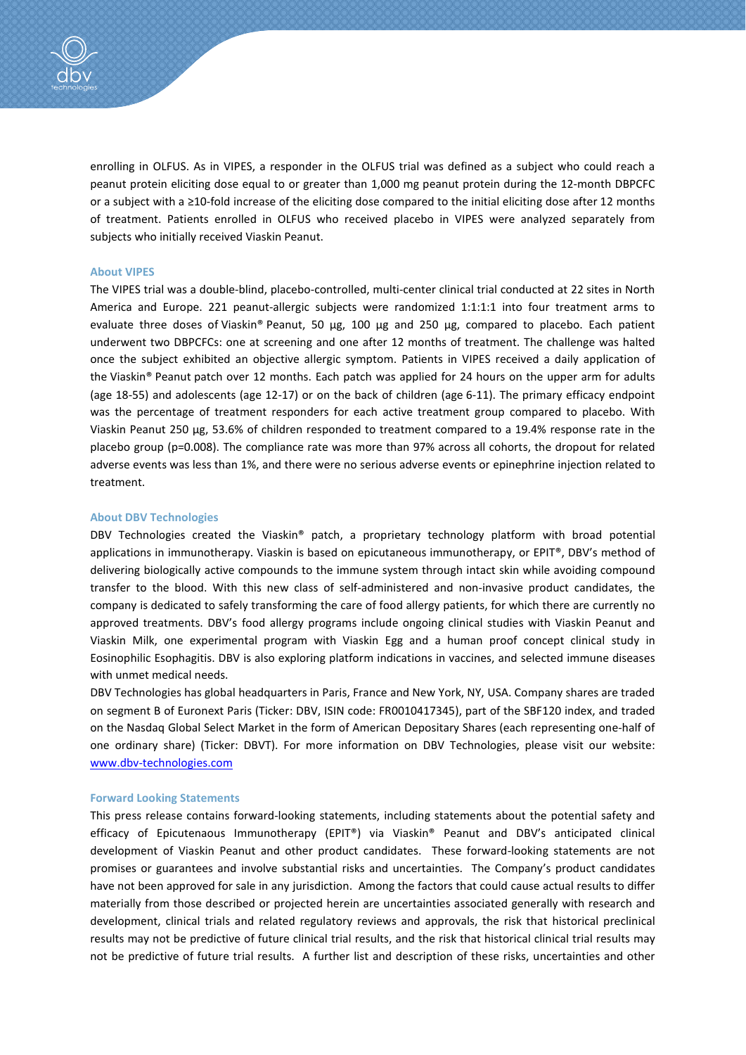enrolling in OLFUS. As in VIPES, a responder in the OLFUS trial was defined as a subject who could reach a peanut protein eliciting dose equal to or greater than 1,000 mg peanut protein during the 12-month DBPCFC or a subject with a ≥10-fold increase of the eliciting dose compared to the initial eliciting dose after 12 months of treatment. Patients enrolled in OLFUS who received placebo in VIPES were analyzed separately from subjects who initially received Viaskin Peanut.

### About VIPES

The VIPES trial was a double-blind, placebo-controlled, multi-center clinical trial conducted at 22 sites in North America and Europe. 221 peanut-allergic subjects were randomized 1:1:1:1 into four treatment arms to evaluate three doses of Viaskin® Peanut, 50 µg, 100 µg and 250 µg, compared to placebo. Each patient underwent two DBPCFCs: one at screening and one after 12 months of treatment. The challenge was halted once the subject exhibited an objective allergic symptom. Patients in VIPES received a daily application of the Viaskin® Peanut patch over 12 months. Each patch was applied for 24 hours on the upper arm for adults (age 18-55) and adolescents (age 12-17) or on the back of children (age 6-11). The primary efficacy endpoint was the percentage of treatment responders for each active treatment group compared to placebo. With Viaskin Peanut 250 µg, 53.6% of children responded to treatment compared to a 19.4% response rate in the placebo group (p=0.008). The compliance rate was more than 97% across all cohorts, the dropout for related adverse events was less than 1%, and there were no serious adverse events or epinephrine injection related to treatment.

### About DBV Technologies

DBV Technologies created the Viaskin® patch, a proprietary technology platform with broad potential applications in immunotherapy. Viaskin is based on epicutaneous immunotherapy, or EPIT®, DBV's method of delivering biologically active compounds to the immune system through intact skin while avoiding compound transfer to the blood. With this new class of self-administered and non-invasive product candidates, the company is dedicated to safely transforming the care of food allergy patients, for which there are currently no approved treatments. DBV's food allergy programs include ongoing clinical studies with Viaskin Peanut and Viaskin Milk, one experimental program with Viaskin Egg and a human proof concept clinical study in Eosinophilic Esophagitis. DBV is also exploring platform indications in vaccines, and selected immune diseases with unmet medical needs.

DBV Technologies has global headquarters in Paris, France and New York, NY, USA. Company shares are traded on segment B of Euronext Paris (Ticker: DBV, ISIN code: FR0010417345), part of the SBF120 index, and traded on the Nasdaq Global Select Market in the form of American Depositary Shares (each representing one-half of one ordinary share) (Ticker: DBVT). For more information on DBV Technologies, please visit our website: [www.dbv-technologies.com](http://www.dbv-technologies.com)

### Forward Looking Statements

This press release contains forward-looking statements, including statements about the potential safety and efficacy of Epicutenaous Immunotherapy (EPIT®) via Viaskin® Peanut and DBV's anticipated clinical development of Viaskin Peanut and other product candidates. These forward-looking statements are not promises or guarantees and involve substantial risks and uncertainties. The Company's product candidates have not been approved for sale in any jurisdiction. Among the factors that could cause actual results to differ materially from those described or projected herein are uncertainties associated generally with research and development, clinical trials and related regulatory reviews and approvals, the risk that historical preclinical results may not be predictive of future clinical trial results, and the risk that historical clinical trial results may not be predictive of future trial results. A further list and description of these risks, uncertainties and other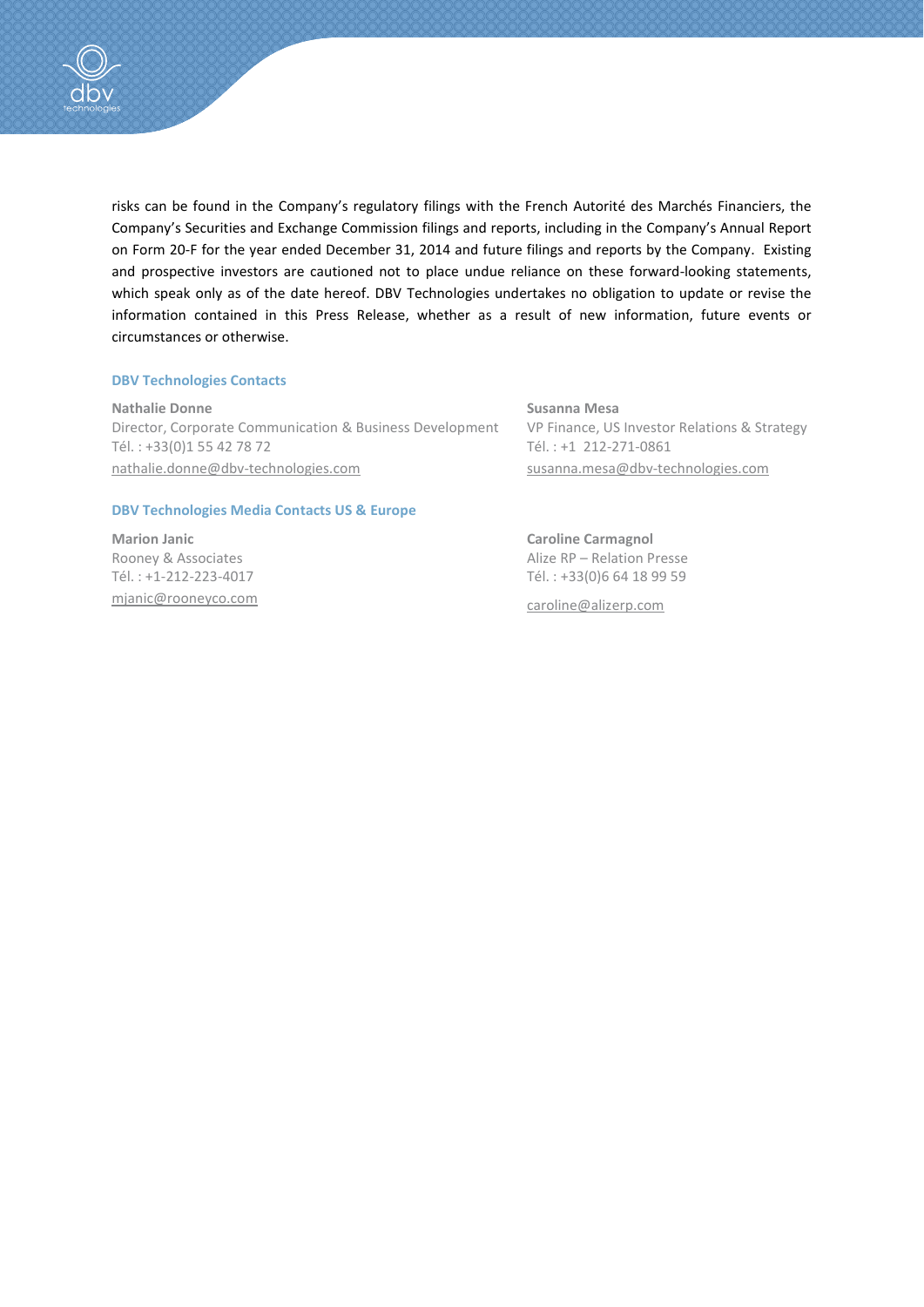risks can be found in the Company's regulatory filings with the French Autorité des Marchés Financiers, the Company's Securities and Exchange Commission filings and reports, including in the Company's Annual Report on Form 20-F for the year ended December 31, 2014 and future filings and reports by the Company. Existing and prospective investors are cautioned not to place undue reliance on these forward-looking statements, which speak only as of the date hereof. DBV Technologies undertakes no obligation to update or revise the information contained in this Press Release, whether as a result of new information, future events or circumstances or otherwise.

**DBV Technologies Contacts**

**Nathalie Donne**
Director, Corporate Communication & Business Development
Tél. : +33(0)1 55 42 78 72
nathalie.donne@dbv-technologies.com

**Susanna Mesa**
VP Finance, US Investor Relations & Strategy
Tél. : +1 212-271-0861
susanna.mesa@dbv-technologies.com

**DBV Technologies Media Contacts US & Europe**

**Marion Janic**
Rooney & Associates
Tél. : +1-212-223-4017
mjanic@rooneyco.com

**Caroline Carmagnol**
Alize RP – Relation Presse
Tél. : +33(0)6 64 18 99 59
caroline@alizerp.com